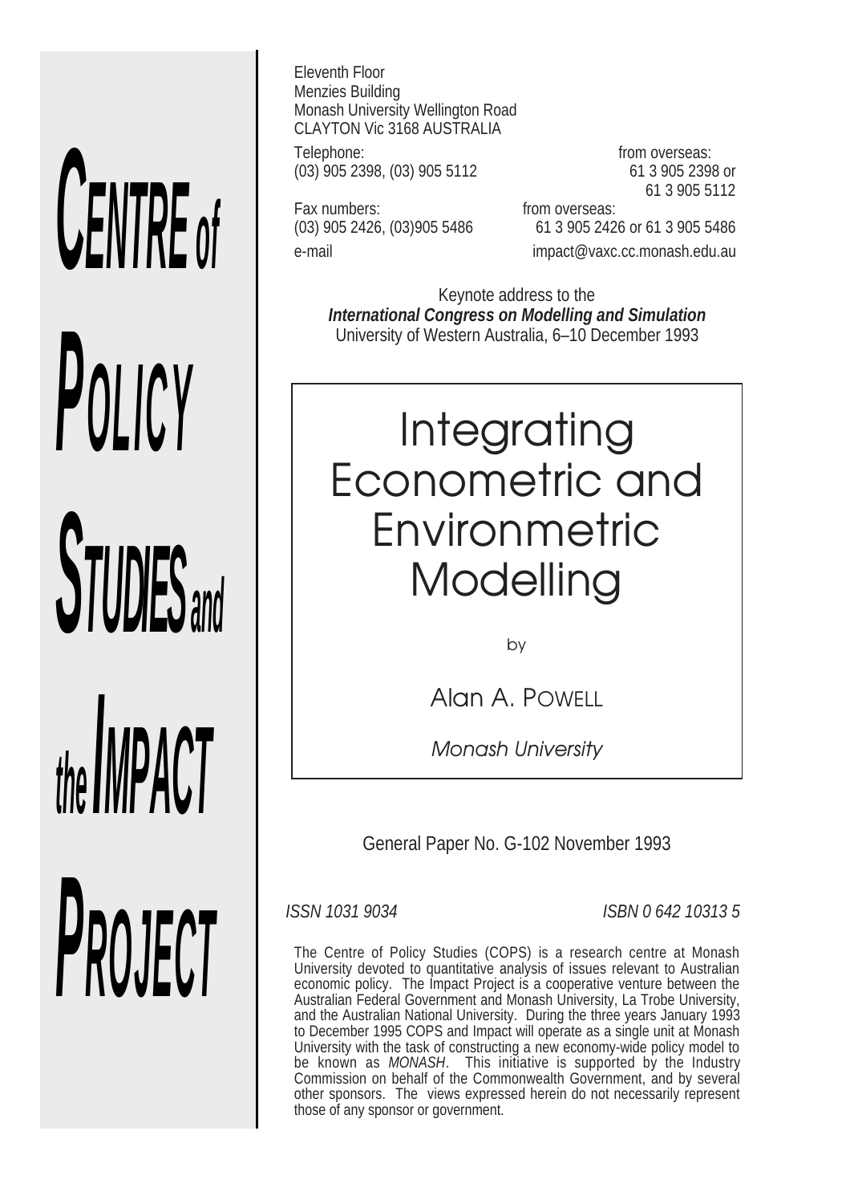# CENTRE of POLICY STUDIES and the IMPACT PROJECT

Eleventh Floor
Menzies Building
Monash University Wellington Road
CLAYTON Vic 3168 AUSTRALIA

Telephone:
(03) 905 2398, (03) 905 5112

from overseas:
61 3 905 2398 or
61 3 905 5112

Fax numbers:
(03) 905 2426, (03)905 5486

from overseas:
61 3 905 2426 or 61 3 905 5486

e-mail
impact@vaxc.cc.monash.edu.au

Keynote address to the
***International Congress on Modelling and Simulation***
University of Western Australia, 6–10 December 1993

# Integrating Econometric and Environmetric Modelling

by

Alan A. POWELL

*Monash University*

General Paper No. G-102 November 1993

*ISSN 1031 9034*

*ISBN 0 642 10313 5*

The Centre of Policy Studies (COPS) is a research centre at Monash University devoted to quantitative analysis of issues relevant to Australian economic policy. The Impact Project is a cooperative venture between the Australian Federal Government and Monash University, La Trobe University, and the Australian National University. During the three years January 1993 to December 1995 COPS and Impact will operate as a single unit at Monash University with the task of constructing a new economy-wide policy model to be known as *MONASH*. This initiative is supported by the Industry Commission on behalf of the Commonwealth Government, and by several other sponsors. The views expressed herein do not necessarily represent those of any sponsor or government.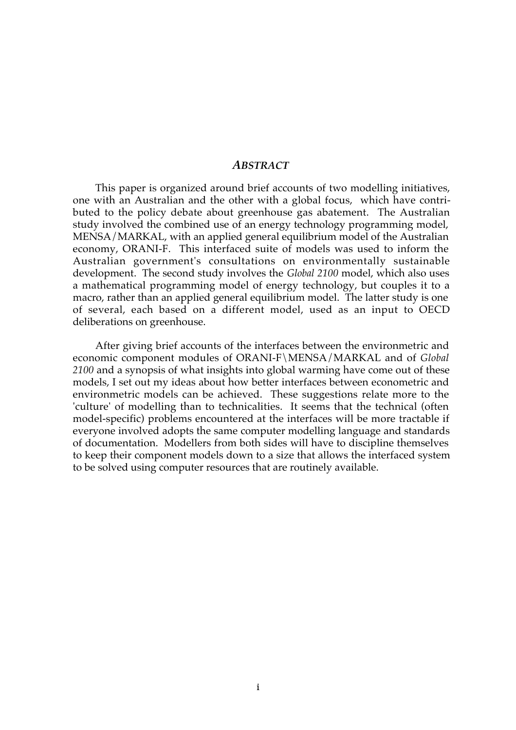## *ABSTRACT*

This paper is organized around brief accounts of two modelling initiatives, one with an Australian and the other with a global focus, which have contributed to the policy debate about greenhouse gas abatement. The Australian study involved the combined use of an energy technology programming model, MENSA/MARKAL, with an applied general equilibrium model of the Australian economy, ORANI-F. This interfaced suite of models was used to inform the Australian government's consultations on environmentally sustainable development. The second study involves the *Global 2100* model, which also uses a mathematical programming model of energy technology, but couples it to a macro, rather than an applied general equilibrium model. The latter study is one of several, each based on a different model, used as an input to OECD deliberations on greenhouse.

After giving brief accounts of the interfaces between the environmetric and economic component modules of ORANI-F\MENSA/MARKAL and of *Global 2100* and a synopsis of what insights into global warming have come out of these models, I set out my ideas about how better interfaces between econometric and environmetric models can be achieved. These suggestions relate more to the 'culture' of modelling than to technicalities. It seems that the technical (often model-specific) problems encountered at the interfaces will be more tractable if everyone involved adopts the same computer modelling language and standards of documentation. Modellers from both sides will have to discipline themselves to keep their component models down to a size that allows the interfaced system to be solved using computer resources that are routinely available.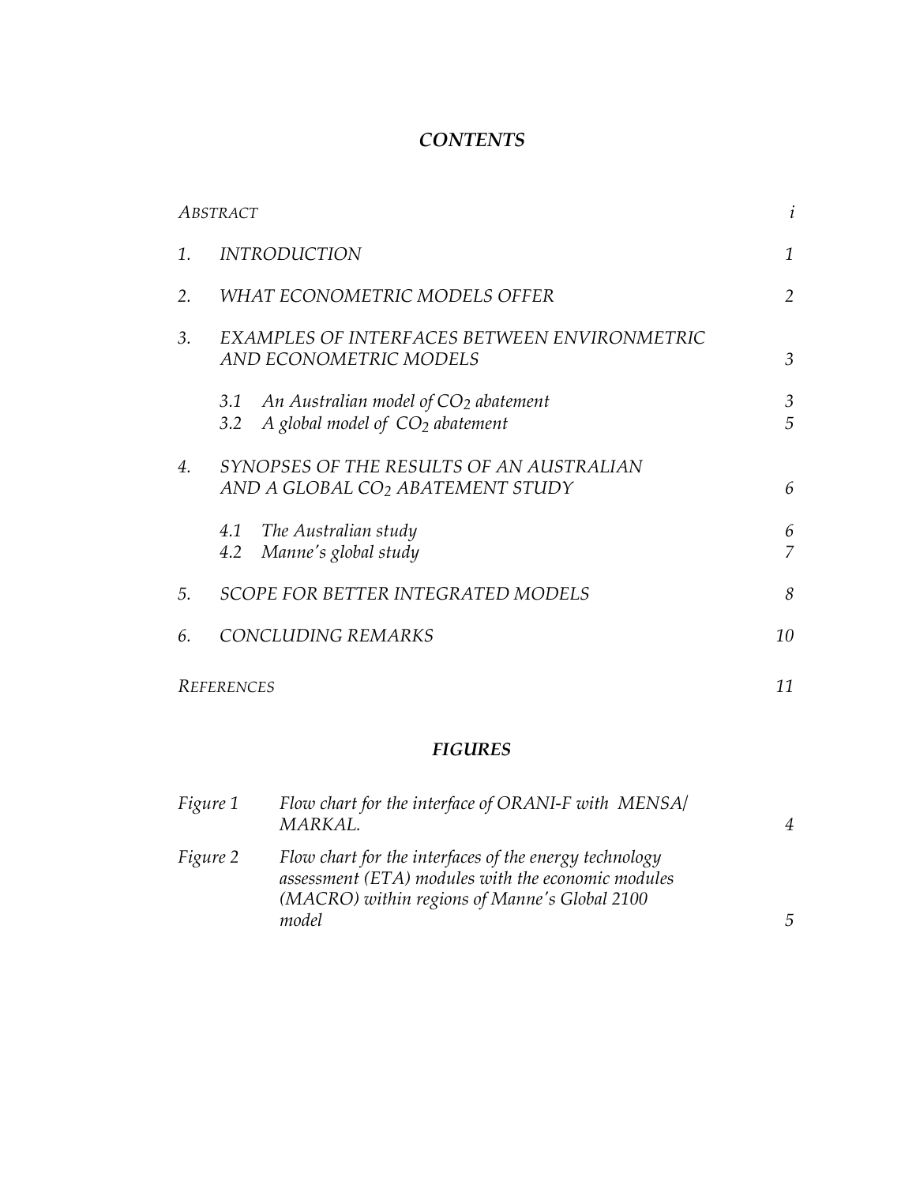## *CONTENTS*

| | | |
|---|---|---|
| *ABSTRACT* | | *i* |
| *1.* | *INTRODUCTION* | *1* |
| *2.* | *WHAT ECONOMETRIC MODELS OFFER* | *2* |
| *3.* | *EXAMPLES OF INTERFACES BETWEEN ENVIRONMETRIC AND ECONOMETRIC MODELS* | *3* |
| | *3.1 An Australian model of $CO_2$ abatement* | *3* |
| | *3.2 A global model of $CO_2$ abatement* | *5* |
| *4.* | *SYNOPSES OF THE RESULTS OF AN AUSTRALIAN AND A GLOBAL $CO_2$ ABATEMENT STUDY* | *6* |
| | *4.1 The Australian study* | *6* |
| | *4.2 Manne's global study* | *7* |
| *5.* | *SCOPE FOR BETTER INTEGRATED MODELS* | *8* |
| *6.* | *CONCLUDING REMARKS* | *10* |
| *REFERENCES* | | *11* |

## *FIGURES*

| | | |
|---|---|---|
| *Figure 1* | *Flow chart for the interface of ORANI-F with MENSA/ MARKAL.* | *4* |
| *Figure 2* | *Flow chart for the interfaces of the energy technology assessment (ETA) modules with the economic modules (MACRO) within regions of Manne's Global 2100 model* | *5* |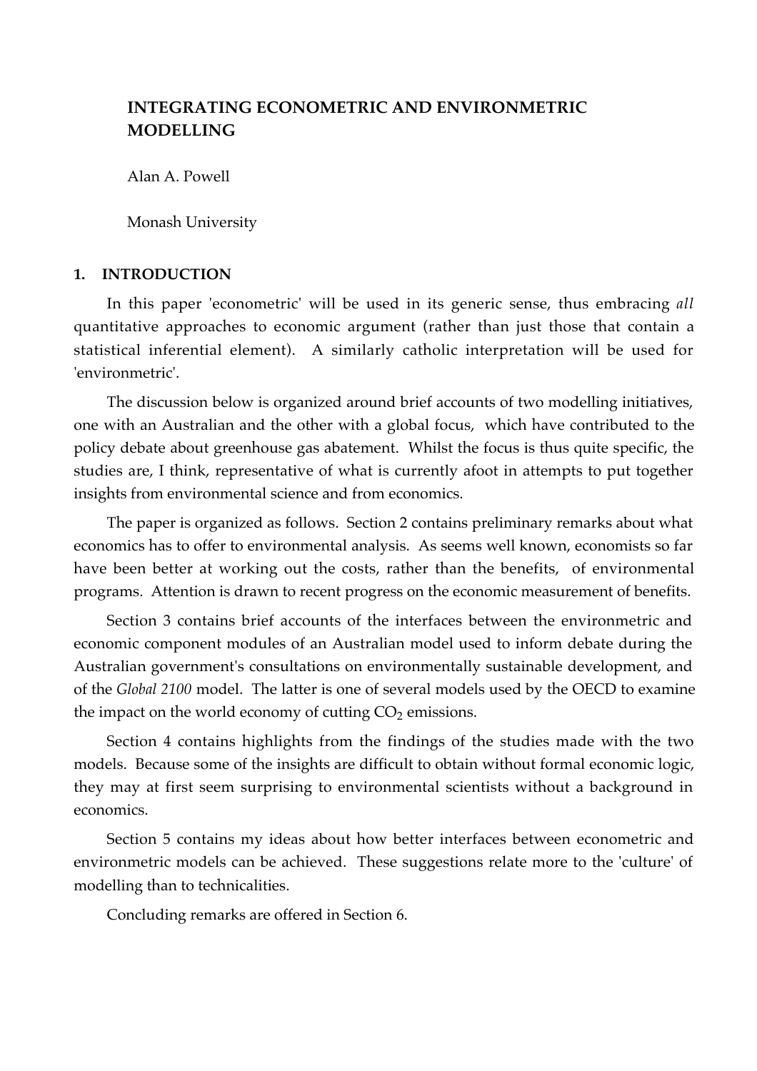# INTEGRATING ECONOMETRIC AND ENVIRONMETRIC MODELLING

Alan A. Powell

Monash University

## 1. INTRODUCTION

In this paper 'econometric' will be used in its generic sense, thus embracing *all* quantitative approaches to economic argument (rather than just those that contain a statistical inferential element). A similarly catholic interpretation will be used for 'environmetric'.

The discussion below is organized around brief accounts of two modelling initiatives, one with an Australian and the other with a global focus, which have contributed to the policy debate about greenhouse gas abatement. Whilst the focus is thus quite specific, the studies are, I think, representative of what is currently afoot in attempts to put together insights from environmental science and from economics.

The paper is organized as follows. Section 2 contains preliminary remarks about what economics has to offer to environmental analysis. As seems well known, economists so far have been better at working out the costs, rather than the benefits, of environmental programs. Attention is drawn to recent progress on the economic measurement of benefits.

Section 3 contains brief accounts of the interfaces between the environmetric and economic component modules of an Australian model used to inform debate during the Australian government's consultations on environmentally sustainable development, and of the *Global 2100* model. The latter is one of several models used by the OECD to examine the impact on the world economy of cutting $CO_2$ emissions.

Section 4 contains highlights from the findings of the studies made with the two models. Because some of the insights are difficult to obtain without formal economic logic, they may at first seem surprising to environmental scientists without a background in economics.

Section 5 contains my ideas about how better interfaces between econometric and environmetric models can be achieved. These suggestions relate more to the 'culture' of modelling than to technicalities.

Concluding remarks are offered in Section 6.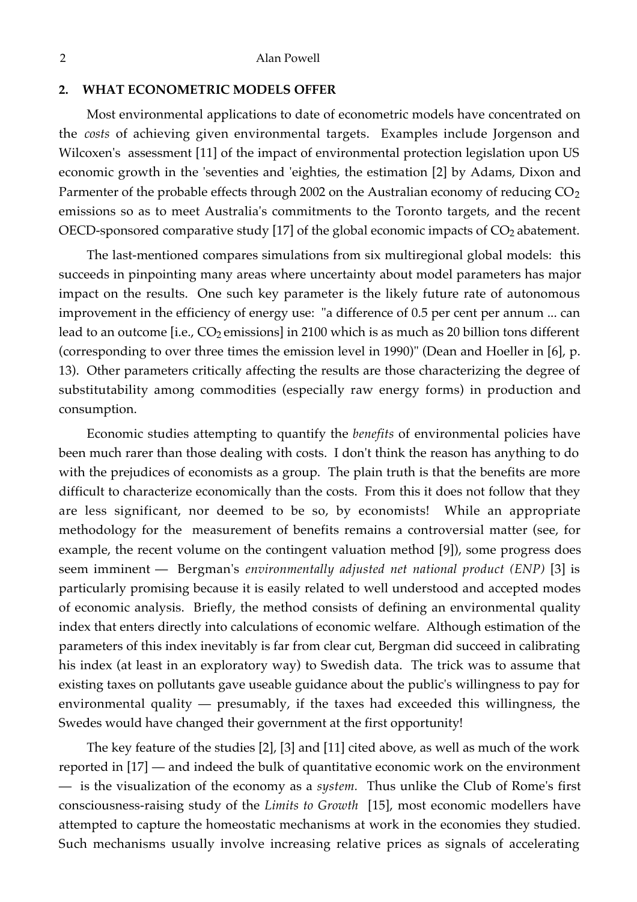## 2. WHAT ECONOMETRIC MODELS OFFER

Most environmental applications to date of econometric models have concentrated on the *costs* of achieving given environmental targets. Examples include Jorgenson and Wilcoxen's assessment [11] of the impact of environmental protection legislation upon US economic growth in the 'seventies and 'eighties, the estimation [2] by Adams, Dixon and Parmenter of the probable effects through 2002 on the Australian economy of reducing $CO_2$ emissions so as to meet Australia's commitments to the Toronto targets, and the recent OECD-sponsored comparative study [17] of the global economic impacts of $CO_2$ abatement.

The last-mentioned compares simulations from six multiregional global models: this succeeds in pinpointing many areas where uncertainty about model parameters has major impact on the results. One such key parameter is the likely future rate of autonomous improvement in the efficiency of energy use: "a difference of 0.5 per cent per annum ... can lead to an outcome [i.e., $CO_2$ emissions] in 2100 which is as much as 20 billion tons different (corresponding to over three times the emission level in 1990)" (Dean and Hoeller in [6], p. 13). Other parameters critically affecting the results are those characterizing the degree of substitutability among commodities (especially raw energy forms) in production and consumption.

Economic studies attempting to quantify the *benefits* of environmental policies have been much rarer than those dealing with costs. I don't think the reason has anything to do with the prejudices of economists as a group. The plain truth is that the benefits are more difficult to characterize economically than the costs. From this it does not follow that they are less significant, nor deemed to be so, by economists! While an appropriate methodology for the measurement of benefits remains a controversial matter (see, for example, the recent volume on the contingent valuation method [9]), some progress does seem imminent — Bergman's *environmentally adjusted net national product (ENP)* [3] is particularly promising because it is easily related to well understood and accepted modes of economic analysis. Briefly, the method consists of defining an environmental quality index that enters directly into calculations of economic welfare. Although estimation of the parameters of this index inevitably is far from clear cut, Bergman did succeed in calibrating his index (at least in an exploratory way) to Swedish data. The trick was to assume that existing taxes on pollutants gave useable guidance about the public's willingness to pay for environmental quality — presumably, if the taxes had exceeded this willingness, the Swedes would have changed their government at the first opportunity!

The key feature of the studies [2], [3] and [11] cited above, as well as much of the work reported in [17] — and indeed the bulk of quantitative economic work on the environment — is the visualization of the economy as a *system.* Thus unlike the Club of Rome's first consciousness-raising study of the *Limits to Growth* [15], most economic modellers have attempted to capture the homeostatic mechanisms at work in the economies they studied. Such mechanisms usually involve increasing relative prices as signals of accelerating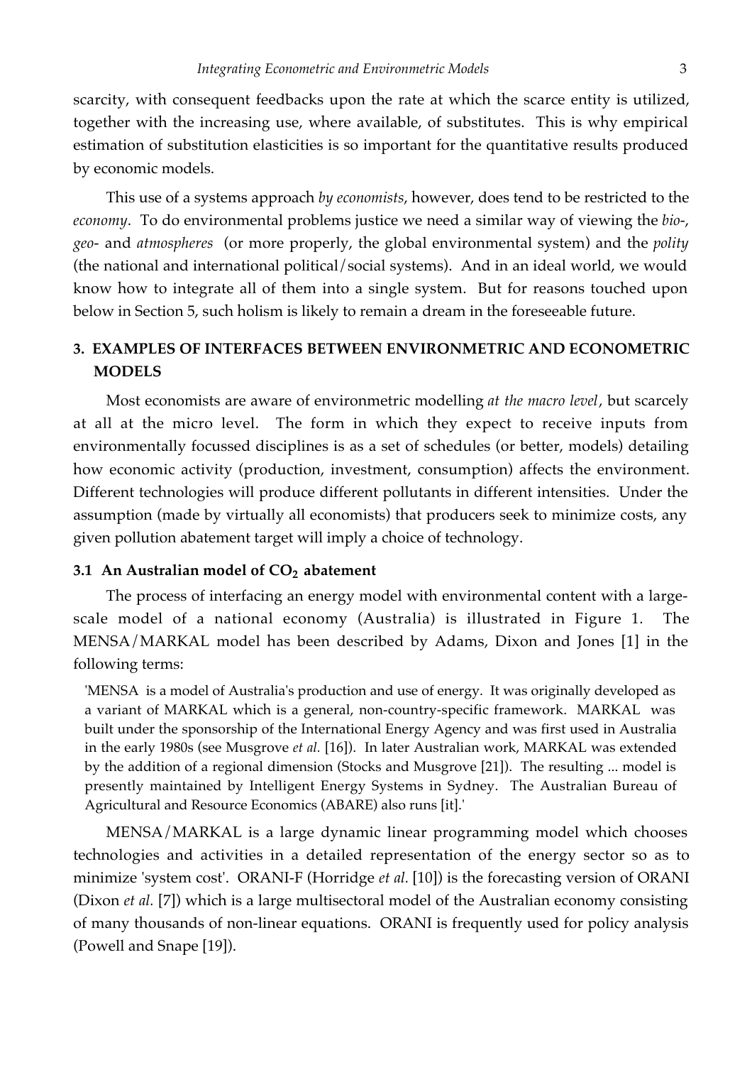scarcity, with consequent feedbacks upon the rate at which the scarce entity is utilized, together with the increasing use, where available, of substitutes. This is why empirical estimation of substitution elasticities is so important for the quantitative results produced by economic models.

This use of a systems approach *by economists*, however, does tend to be restricted to the *economy*. To do environmental problems justice we need a similar way of viewing the *bio-*, *geo-* and *atmospheres* (or more properly, the global environmental system) and the *polity* (the national and international political/social systems). And in an ideal world, we would know how to integrate all of them into a single system. But for reasons touched upon below in Section 5, such holism is likely to remain a dream in the foreseeable future.

## 3. EXAMPLES OF INTERFACES BETWEEN ENVIRONMETRIC AND ECONOMETRIC MODELS

Most economists are aware of environmetric modelling *at the macro level*, but scarcely at all at the micro level. The form in which they expect to receive inputs from environmentally focussed disciplines is as a set of schedules (or better, models) detailing how economic activity (production, investment, consumption) affects the environment. Different technologies will produce different pollutants in different intensities. Under the assumption (made by virtually all economists) that producers seek to minimize costs, any given pollution abatement target will imply a choice of technology.

### 3.1 An Australian model of $CO_2$ abatement

The process of interfacing an energy model with environmental content with a large-scale model of a national economy (Australia) is illustrated in Figure 1. The MENSA/MARKAL model has been described by Adams, Dixon and Jones [1] in the following terms:

> 'MENSA is a model of Australia's production and use of energy. It was originally developed as a variant of MARKAL which is a general, non-country-specific framework. MARKAL was built under the sponsorship of the International Energy Agency and was first used in Australia in the early 1980s (see Musgrove *et al.* [16]). In later Australian work, MARKAL was extended by the addition of a regional dimension (Stocks and Musgrove [21]). The resulting ... model is presently maintained by Intelligent Energy Systems in Sydney. The Australian Bureau of Agricultural and Resource Economics (ABARE) also runs [it].'

MENSA/MARKAL is a large dynamic linear programming model which chooses technologies and activities in a detailed representation of the energy sector so as to minimize 'system cost'. ORANI-F (Horridge *et al.* [10]) is the forecasting version of ORANI (Dixon *et al.* [7]) which is a large multisectoral model of the Australian economy consisting of many thousands of non-linear equations. ORANI is frequently used for policy analysis (Powell and Snape [19]).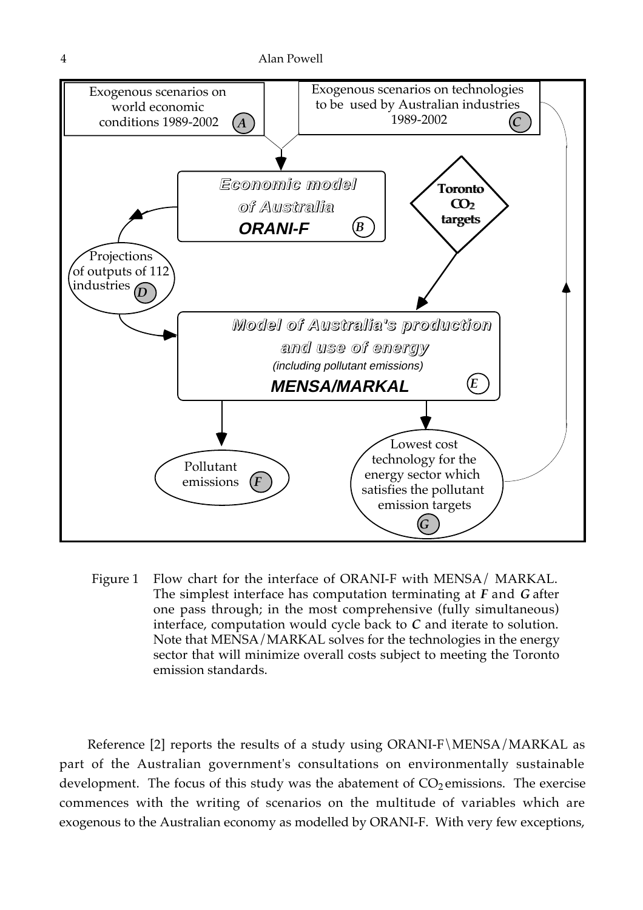Figure 1 Flow chart for the interface of ORANI-F with MENSA/ MARKAL. The simplest interface has computation terminating at ***F*** and ***G*** after one pass through; in the most comprehensive (fully simultaneous) interface, computation would cycle back to ***C*** and iterate to solution. Note that MENSA/MARKAL solves for the technologies in the energy sector that will minimize overall costs subject to meeting the Toronto emission standards.

Reference [2] reports the results of a study using ORANI-F\MENSA/MARKAL as part of the Australian government's consultations on environmentally sustainable development. The focus of this study was the abatement of $CO_2$ emissions. The exercise commences with the writing of scenarios on the multitude of variables which are exogenous to the Australian economy as modelled by ORANI-F. With very few exceptions,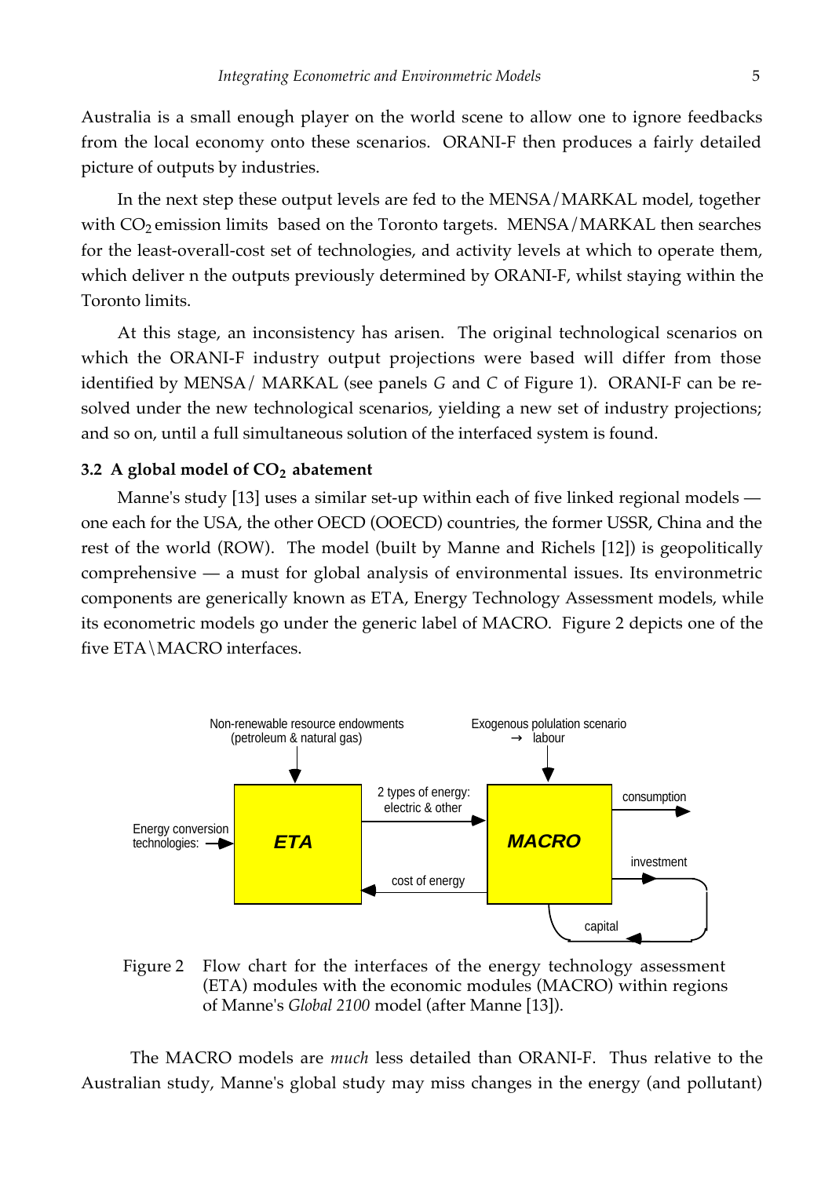Australia is a small enough player on the world scene to allow one to ignore feedbacks from the local economy onto these scenarios. ORANI-F then produces a fairly detailed picture of outputs by industries.

In the next step these output levels are fed to the MENSA/MARKAL model, together with $CO_2$ emission limits based on the Toronto targets. MENSA/MARKAL then searches for the least-overall-cost set of technologies, and activity levels at which to operate them, which deliver n the outputs previously determined by ORANI-F, whilst staying within the Toronto limits.

At this stage, an inconsistency has arisen. The original technological scenarios on which the ORANI-F industry output projections were based will differ from those identified by MENSA/ MARKAL (see panels *G* and *C* of Figure 1). ORANI-F can be re-solved under the new technological scenarios, yielding a new set of industry projections; and so on, until a full simultaneous solution of the interfaced system is found.

### 3.2 A global model of $CO_2$ abatement

Manne's study [13] uses a similar set-up within each of five linked regional models — one each for the USA, the other OECD (OOECD) countries, the former USSR, China and the rest of the world (ROW). The model (built by Manne and Richels [12]) is geopolitically comprehensive — a must for global analysis of environmental issues. Its environmetric components are generically known as ETA, Energy Technology Assessment models, while its econometric models go under the generic label of MACRO. Figure 2 depicts one of the five ETA\MACRO interfaces.

Non-renewable resource endowments (petroleum & natural gas)

Exogenous polulation scenario → labour

Energy conversion technologies:

ETA

2 types of energy: electric & other

cost of energy

MACRO

consumption

investment

capital

Figure 2 Flow chart for the interfaces of the energy technology assessment (ETA) modules with the economic modules (MACRO) within regions of Manne's *Global 2100* model (after Manne [13]).

The MACRO models are *much* less detailed than ORANI-F. Thus relative to the Australian study, Manne's global study may miss changes in the energy (and pollutant)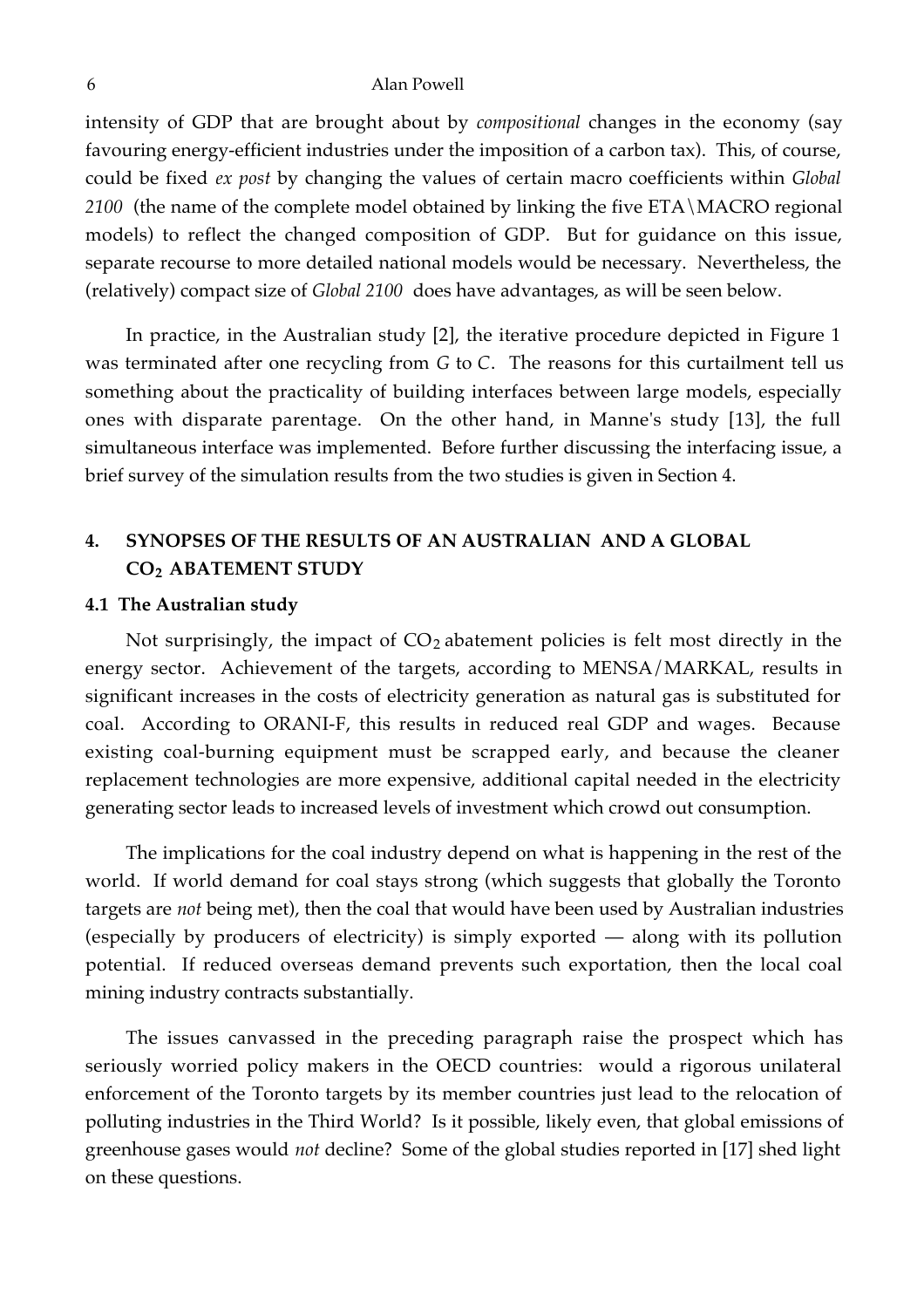intensity of GDP that are brought about by *compositional* changes in the economy (say favouring energy-efficient industries under the imposition of a carbon tax). This, of course, could be fixed *ex post* by changing the values of certain macro coefficients within *Global 2100* (the name of the complete model obtained by linking the five ETA\MACRO regional models) to reflect the changed composition of GDP. But for guidance on this issue, separate recourse to more detailed national models would be necessary. Nevertheless, the (relatively) compact size of *Global 2100* does have advantages, as will be seen below.

In practice, in the Australian study [2], the iterative procedure depicted in Figure 1 was terminated after one recycling from *G* to *C*. The reasons for this curtailment tell us something about the practicality of building interfaces between large models, especially ones with disparate parentage. On the other hand, in Manne's study [13], the full simultaneous interface was implemented. Before further discussing the interfacing issue, a brief survey of the simulation results from the two studies is given in Section 4.

## 4. SYNOPSES OF THE RESULTS OF AN AUSTRALIAN AND A GLOBAL $CO_2$ ABATEMENT STUDY

### 4.1 The Australian study

Not surprisingly, the impact of $CO_2$ abatement policies is felt most directly in the energy sector. Achievement of the targets, according to MENSA/MARKAL, results in significant increases in the costs of electricity generation as natural gas is substituted for coal. According to ORANI-F, this results in reduced real GDP and wages. Because existing coal-burning equipment must be scrapped early, and because the cleaner replacement technologies are more expensive, additional capital needed in the electricity generating sector leads to increased levels of investment which crowd out consumption.

The implications for the coal industry depend on what is happening in the rest of the world. If world demand for coal stays strong (which suggests that globally the Toronto targets are *not* being met), then the coal that would have been used by Australian industries (especially by producers of electricity) is simply exported — along with its pollution potential. If reduced overseas demand prevents such exportation, then the local coal mining industry contracts substantially.

The issues canvassed in the preceding paragraph raise the prospect which has seriously worried policy makers in the OECD countries: would a rigorous unilateral enforcement of the Toronto targets by its member countries just lead to the relocation of polluting industries in the Third World? Is it possible, likely even, that global emissions of greenhouse gases would *not* decline? Some of the global studies reported in [17] shed light on these questions.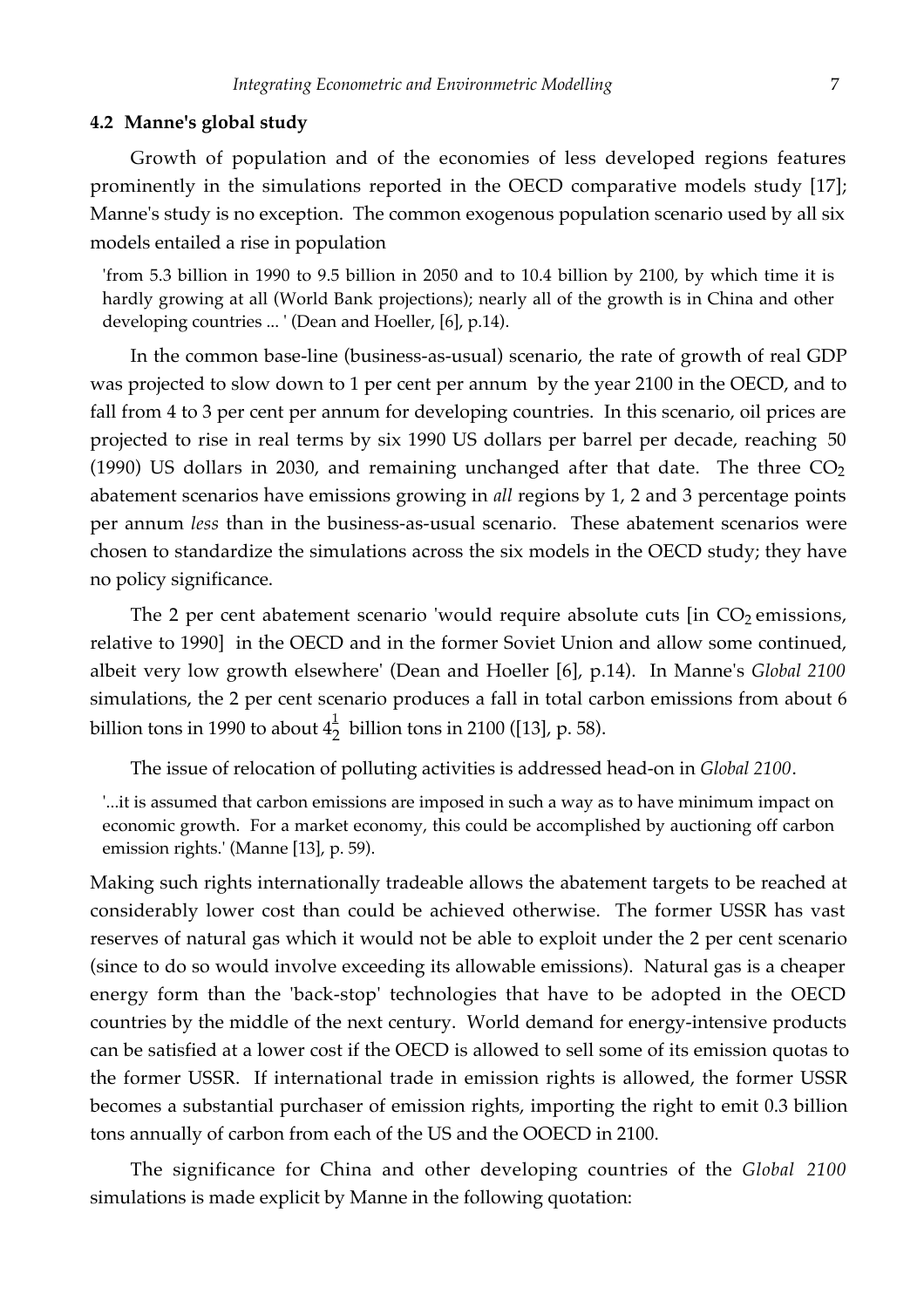### 4.2 Manne's global study

Growth of population and of the economies of less developed regions features prominently in the simulations reported in the OECD comparative models study [17]; Manne's study is no exception. The common exogenous population scenario used by all six models entailed a rise in population

> 'from 5.3 billion in 1990 to 9.5 billion in 2050 and to 10.4 billion by 2100, by which time it is hardly growing at all (World Bank projections); nearly all of the growth is in China and other developing countries ... ' (Dean and Hoeller, [6], p.14).

In the common base-line (business-as-usual) scenario, the rate of growth of real GDP was projected to slow down to 1 per cent per annum by the year 2100 in the OECD, and to fall from 4 to 3 per cent per annum for developing countries. In this scenario, oil prices are projected to rise in real terms by six 1990 US dollars per barrel per decade, reaching 50 (1990) US dollars in 2030, and remaining unchanged after that date. The three $CO_2$ abatement scenarios have emissions growing in *all* regions by 1, 2 and 3 percentage points per annum *less* than in the business-as-usual scenario. These abatement scenarios were chosen to standardize the simulations across the six models in the OECD study; they have no policy significance.

The 2 per cent abatement scenario 'would require absolute cuts [in $CO_2$ emissions, relative to 1990] in the OECD and in the former Soviet Union and allow some continued, albeit very low growth elsewhere' (Dean and Hoeller [6], p.14). In Manne's *Global 2100* simulations, the 2 per cent scenario produces a fall in total carbon emissions from about 6 billion tons in 1990 to about $4\frac{1}{2}$ billion tons in 2100 ([13], p. 58).

The issue of relocation of polluting activities is addressed head-on in *Global 2100*.

> '...it is assumed that carbon emissions are imposed in such a way as to have minimum impact on economic growth. For a market economy, this could be accomplished by auctioning off carbon emission rights.' (Manne [13], p. 59).

Making such rights internationally tradeable allows the abatement targets to be reached at considerably lower cost than could be achieved otherwise. The former USSR has vast reserves of natural gas which it would not be able to exploit under the 2 per cent scenario (since to do so would involve exceeding its allowable emissions). Natural gas is a cheaper energy form than the 'back-stop' technologies that have to be adopted in the OECD countries by the middle of the next century. World demand for energy-intensive products can be satisfied at a lower cost if the OECD is allowed to sell some of its emission quotas to the former USSR. If international trade in emission rights is allowed, the former USSR becomes a substantial purchaser of emission rights, importing the right to emit 0.3 billion tons annually of carbon from each of the US and the OOECD in 2100.

The significance for China and other developing countries of the *Global 2100* simulations is made explicit by Manne in the following quotation: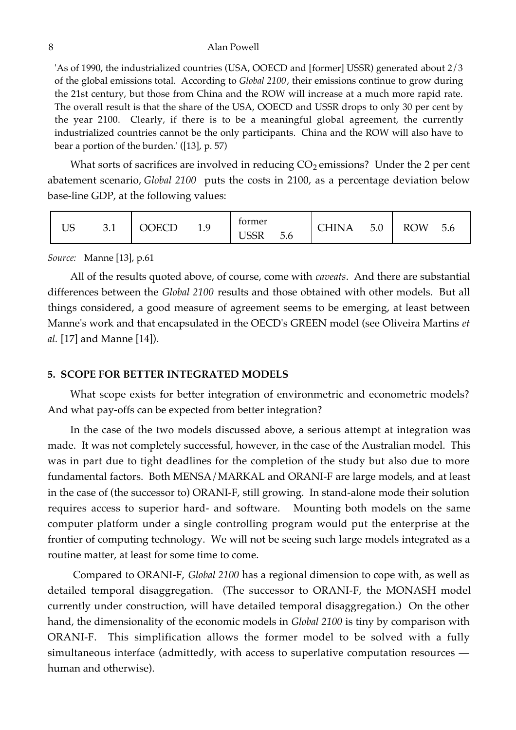'As of 1990, the industrialized countries (USA, OOECD and [former] USSR) generated about 2/3 of the global emissions total. According to *Global 2100*, their emissions continue to grow during the 21st century, but those from China and the ROW will increase at a much more rapid rate. The overall result is that the share of the USA, OOECD and USSR drops to only 30 per cent by the year 2100. Clearly, if there is to be a meaningful global agreement, the currently industrialized countries cannot be the only participants. China and the ROW will also have to bear a portion of the burden.' ([13], p. 57)

What sorts of sacrifices are involved in reducing $CO_2$ emissions? Under the 2 per cent abatement scenario, *Global 2100* puts the costs in 2100, as a percentage deviation below base-line GDP, at the following values:

| US | OOECD | former USSR | CHINA | ROW |
|---|---|---|---|---|
| 3.1 | 1.9 | 5.6 | 5.0 | 5.6 |

*Source:* Manne [13], p.61

All of the results quoted above, of course, come with *caveats*. And there are substantial differences between the *Global 2100* results and those obtained with other models. But all things considered, a good measure of agreement seems to be emerging, at least between Manne's work and that encapsulated in the OECD's GREEN model (see Oliveira Martins *et al.* [17] and Manne [14]).

## 5. SCOPE FOR BETTER INTEGRATED MODELS

What scope exists for better integration of environmetric and econometric models? And what pay-offs can be expected from better integration?

In the case of the two models discussed above, a serious attempt at integration was made. It was not completely successful, however, in the case of the Australian model. This was in part due to tight deadlines for the completion of the study but also due to more fundamental factors. Both MENSA/MARKAL and ORANI-F are large models, and at least in the case of (the successor to) ORANI-F, still growing. In stand-alone mode their solution requires access to superior hard- and software. Mounting both models on the same computer platform under a single controlling program would put the enterprise at the frontier of computing technology. We will not be seeing such large models integrated as a routine matter, at least for some time to come.

Compared to ORANI-F, *Global 2100* has a regional dimension to cope with, as well as detailed temporal disaggregation. (The successor to ORANI-F, the MONASH model currently under construction, will have detailed temporal disaggregation.) On the other hand, the dimensionality of the economic models in *Global 2100* is tiny by comparison with ORANI-F. This simplification allows the former model to be solved with a fully simultaneous interface (admittedly, with access to superlative computation resources — human and otherwise).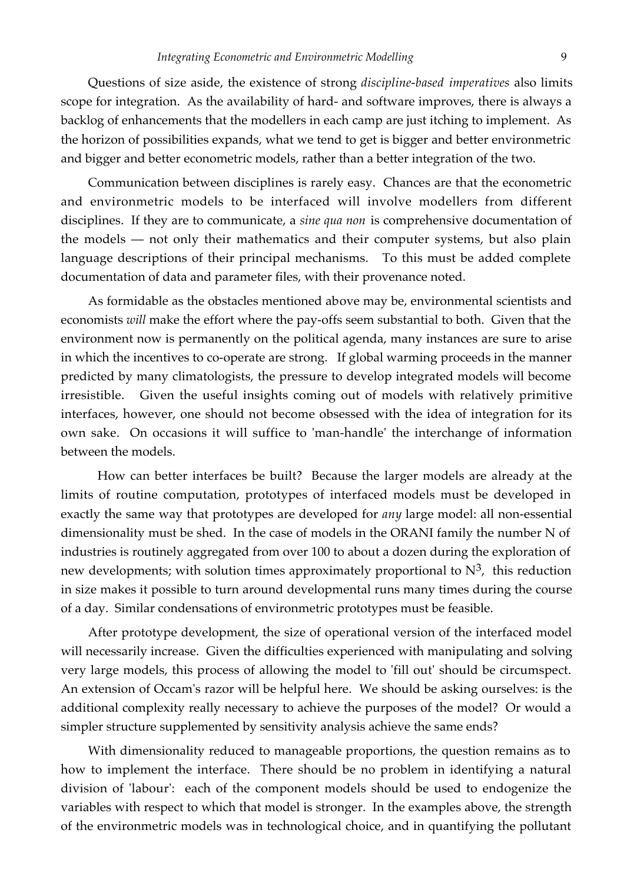Questions of size aside, the existence of strong *discipline-based imperatives* also limits scope for integration. As the availability of hard- and software improves, there is always a backlog of enhancements that the modellers in each camp are just itching to implement. As the horizon of possibilities expands, what we tend to get is bigger and better environmetric and bigger and better econometric models, rather than a better integration of the two.

Communication between disciplines is rarely easy. Chances are that the econometric and environmetric models to be interfaced will involve modellers from different disciplines. If they are to communicate, a *sine qua non* is comprehensive documentation of the models — not only their mathematics and their computer systems, but also plain language descriptions of their principal mechanisms. To this must be added complete documentation of data and parameter files, with their provenance noted.

As formidable as the obstacles mentioned above may be, environmental scientists and economists *will* make the effort where the pay-offs seem substantial to both. Given that the environment now is permanently on the political agenda, many instances are sure to arise in which the incentives to co-operate are strong. If global warming proceeds in the manner predicted by many climatologists, the pressure to develop integrated models will become irresistible. Given the useful insights coming out of models with relatively primitive interfaces, however, one should not become obsessed with the idea of integration for its own sake. On occasions it will suffice to 'man-handle' the interchange of information between the models.

How can better interfaces be built? Because the larger models are already at the limits of routine computation, prototypes of interfaced models must be developed in exactly the same way that prototypes are developed for *any* large model: all non-essential dimensionality must be shed. In the case of models in the ORANI family the number N of industries is routinely aggregated from over 100 to about a dozen during the exploration of new developments; with solution times approximately proportional to $N^3$, this reduction in size makes it possible to turn around developmental runs many times during the course of a day. Similar condensations of environmetric prototypes must be feasible.

After prototype development, the size of operational version of the interfaced model will necessarily increase. Given the difficulties experienced with manipulating and solving very large models, this process of allowing the model to 'fill out' should be circumspect. An extension of Occam's razor will be helpful here. We should be asking ourselves: is the additional complexity really necessary to achieve the purposes of the model? Or would a simpler structure supplemented by sensitivity analysis achieve the same ends?

With dimensionality reduced to manageable proportions, the question remains as to how to implement the interface. There should be no problem in identifying a natural division of 'labour': each of the component models should be used to endogenize the variables with respect to which that model is stronger. In the examples above, the strength of the environmetric models was in technological choice, and in quantifying the pollutant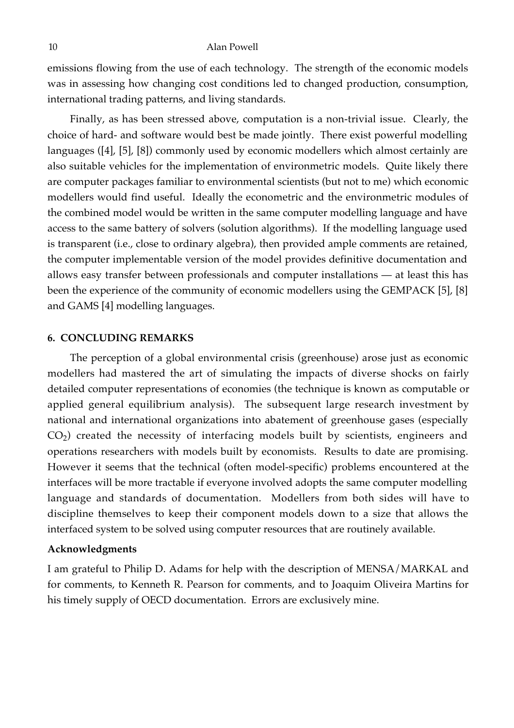emissions flowing from the use of each technology. The strength of the economic models was in assessing how changing cost conditions led to changed production, consumption, international trading patterns, and living standards.

Finally, as has been stressed above, computation is a non-trivial issue. Clearly, the choice of hard- and software would best be made jointly. There exist powerful modelling languages ([4], [5], [8]) commonly used by economic modellers which almost certainly are also suitable vehicles for the implementation of environmetric models. Quite likely there are computer packages familiar to environmental scientists (but not to me) which economic modellers would find useful. Ideally the econometric and the environmetric modules of the combined model would be written in the same computer modelling language and have access to the same battery of solvers (solution algorithms). If the modelling language used is transparent (i.e., close to ordinary algebra), then provided ample comments are retained, the computer implementable version of the model provides definitive documentation and allows easy transfer between professionals and computer installations — at least this has been the experience of the community of economic modellers using the GEMPACK [5], [8] and GAMS [4] modelling languages.

## 6. CONCLUDING REMARKS

The perception of a global environmental crisis (greenhouse) arose just as economic modellers had mastered the art of simulating the impacts of diverse shocks on fairly detailed computer representations of economies (the technique is known as computable or applied general equilibrium analysis). The subsequent large research investment by national and international organizations into abatement of greenhouse gases (especially $CO_2$) created the necessity of interfacing models built by scientists, engineers and operations researchers with models built by economists. Results to date are promising. However it seems that the technical (often model-specific) problems encountered at the interfaces will be more tractable if everyone involved adopts the same computer modelling language and standards of documentation. Modellers from both sides will have to discipline themselves to keep their component models down to a size that allows the interfaced system to be solved using computer resources that are routinely available.

### Acknowledgments

I am grateful to Philip D. Adams for help with the description of MENSA/MARKAL and for comments, to Kenneth R. Pearson for comments, and to Joaquim Oliveira Martins for his timely supply of OECD documentation. Errors are exclusively mine.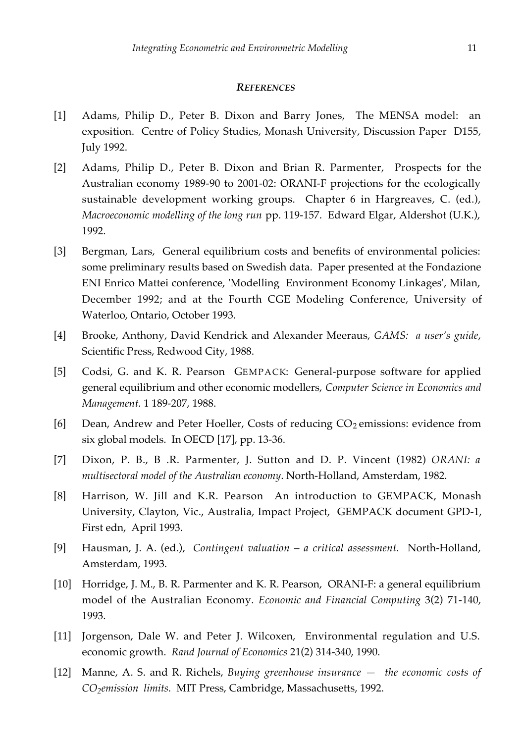## *REFERENCES*

[1] Adams, Philip D., Peter B. Dixon and Barry Jones, The MENSA model: an exposition. Centre of Policy Studies, Monash University, Discussion Paper D155, July 1992.

[2] Adams, Philip D., Peter B. Dixon and Brian R. Parmenter, Prospects for the Australian economy 1989-90 to 2001-02: ORANI-F projections for the ecologically sustainable development working groups. Chapter 6 in Hargreaves, C. (ed.), *Macroeconomic modelling of the long run* pp. 119-157. Edward Elgar, Aldershot (U.K.), 1992.

[3] Bergman, Lars, General equilibrium costs and benefits of environmental policies: some preliminary results based on Swedish data. Paper presented at the Fondazione ENI Enrico Mattei conference, 'Modelling Environment Economy Linkages', Milan, December 1992; and at the Fourth CGE Modeling Conference, University of Waterloo, Ontario, October 1993.

[4] Brooke, Anthony, David Kendrick and Alexander Meeraus, *GAMS: a user's guide*, Scientific Press, Redwood City, 1988.

[5] Codsi, G. and K. R. Pearson GEMPACK: General-purpose software for applied general equilibrium and other economic modellers, *Computer Science in Economics and Management.* 1 189-207, 1988.

[6] Dean, Andrew and Peter Hoeller, Costs of reducing $CO_2$ emissions: evidence from six global models. In OECD [17], pp. 13-36.

[7] Dixon, P. B., B .R. Parmenter, J. Sutton and D. P. Vincent (1982) *ORANI: a multisectoral model of the Australian economy*. North-Holland, Amsterdam, 1982.

[8] Harrison, W. Jill and K.R. Pearson An introduction to GEMPACK, Monash University, Clayton, Vic., Australia, Impact Project, GEMPACK document GPD-1, First edn, April 1993.

[9] Hausman, J. A. (ed.), *Contingent valuation – a critical assessment.* North-Holland, Amsterdam, 1993.

[10] Horridge, J. M., B. R. Parmenter and K. R. Pearson, ORANI-F: a general equilibrium model of the Australian Economy. *Economic and Financial Computing* 3(2) 71-140, 1993.

[11] Jorgenson, Dale W. and Peter J. Wilcoxen, Environmental regulation and U.S. economic growth. *Rand Journal of Economics* 21(2) 314-340, 1990.

[12] Manne, A. S. and R. Richels, *Buying greenhouse insurance — the economic costs of $CO_2$ emission limits.* MIT Press, Cambridge, Massachusetts, 1992.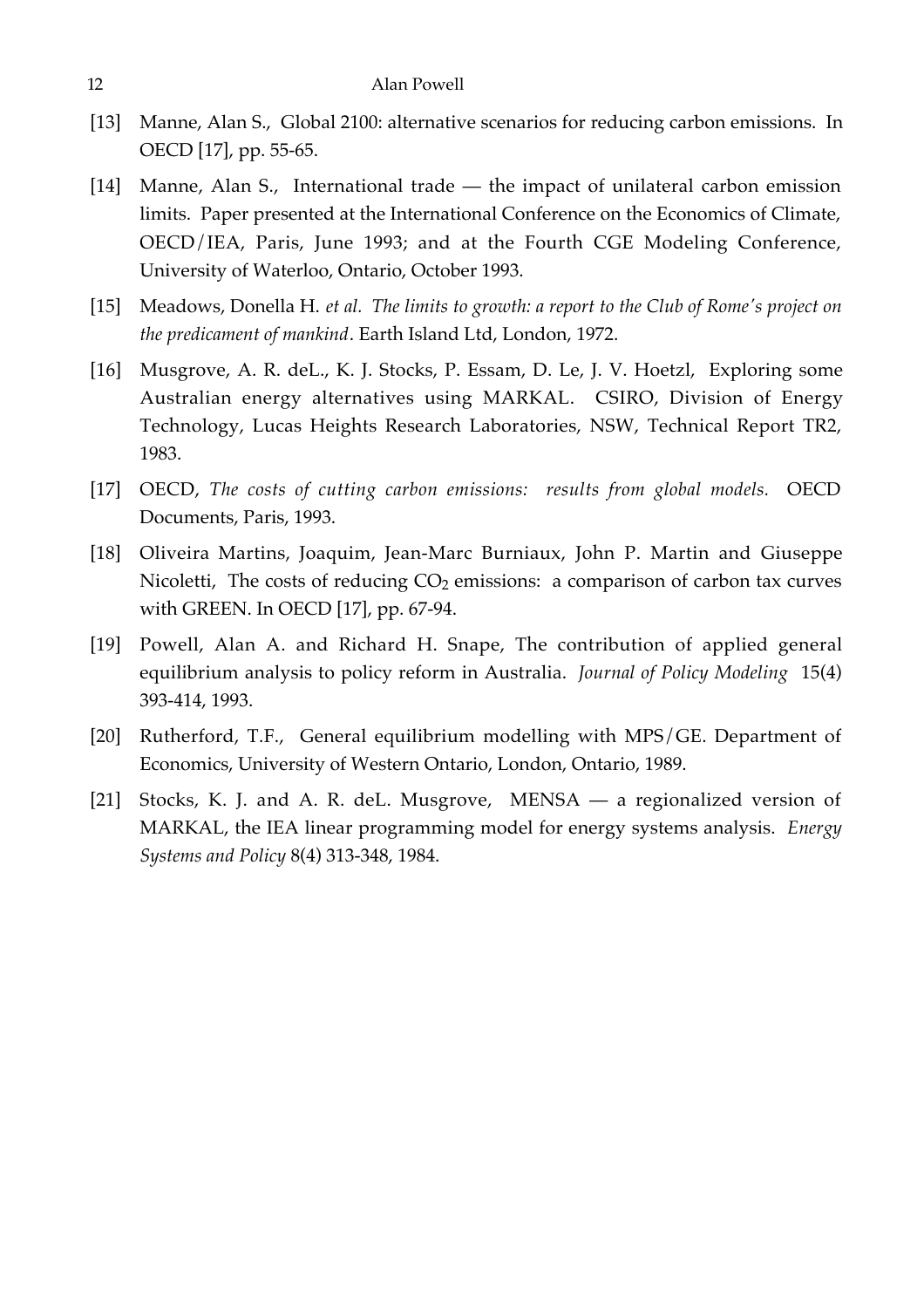[13] Manne, Alan S., Global 2100: alternative scenarios for reducing carbon emissions. In OECD [17], pp. 55-65.

[14] Manne, Alan S., International trade — the impact of unilateral carbon emission limits. Paper presented at the International Conference on the Economics of Climate, OECD/IEA, Paris, June 1993; and at the Fourth CGE Modeling Conference, University of Waterloo, Ontario, October 1993.

[15] Meadows, Donella H. *et al. The limits to growth: a report to the Club of Rome's project on the predicament of mankind*. Earth Island Ltd, London, 1972.

[16] Musgrove, A. R. deL., K. J. Stocks, P. Essam, D. Le, J. V. Hoetzl, Exploring some Australian energy alternatives using MARKAL. CSIRO, Division of Energy Technology, Lucas Heights Research Laboratories, NSW, Technical Report TR2, 1983.

[17] OECD, *The costs of cutting carbon emissions: results from global models.* OECD Documents, Paris, 1993.

[18] Oliveira Martins, Joaquim, Jean-Marc Burniaux, John P. Martin and Giuseppe Nicoletti, The costs of reducing $CO_2$ emissions: a comparison of carbon tax curves with GREEN. In OECD [17], pp. 67-94.

[19] Powell, Alan A. and Richard H. Snape, The contribution of applied general equilibrium analysis to policy reform in Australia. *Journal of Policy Modeling* 15(4) 393-414, 1993.

[20] Rutherford, T.F., General equilibrium modelling with MPS/GE. Department of Economics, University of Western Ontario, London, Ontario, 1989.

[21] Stocks, K. J. and A. R. deL. Musgrove, MENSA — a regionalized version of MARKAL, the IEA linear programming model for energy systems analysis. *Energy Systems and Policy* 8(4) 313-348, 1984.